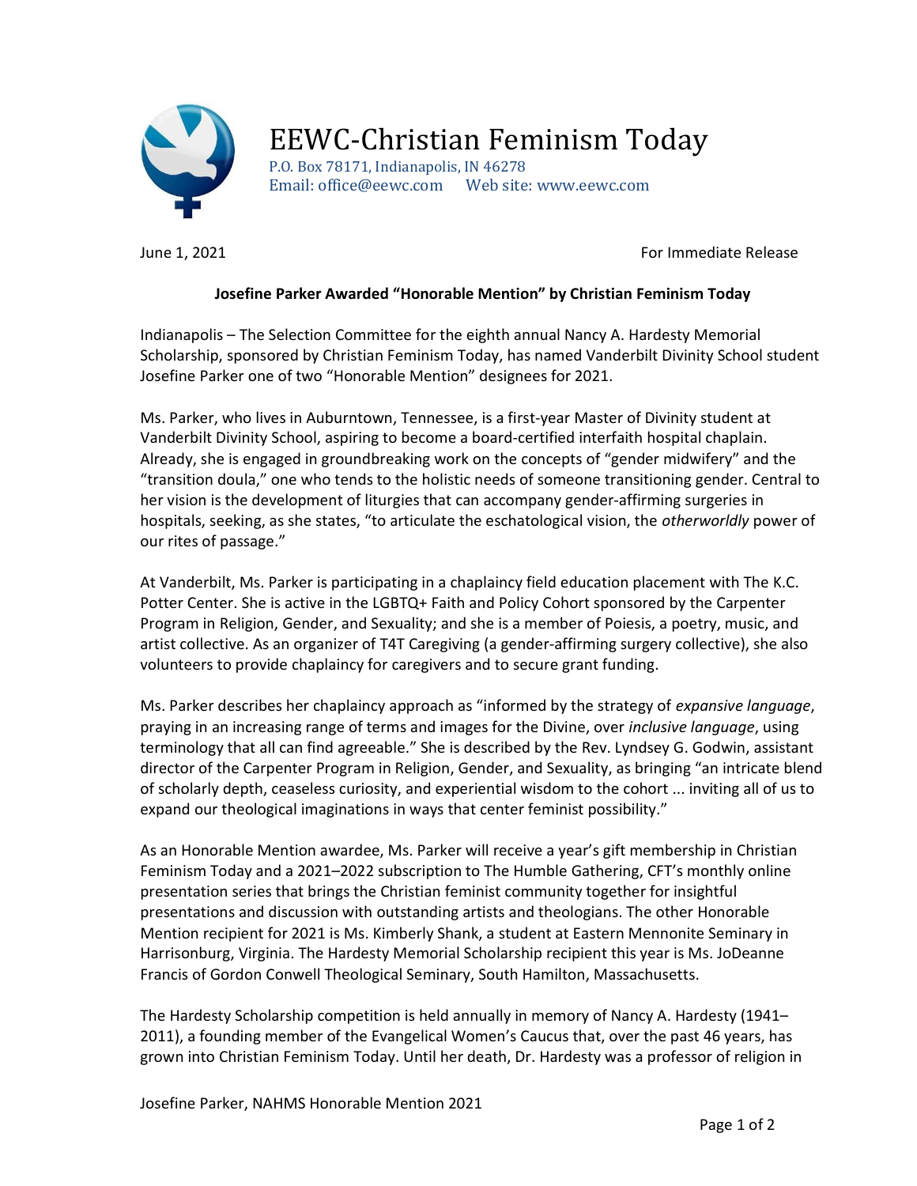# EEWC-Christian Feminism Today

P.O. Box 78171, Indianapolis, IN 46278
Email: office@eewc.com Web site: www.eewc.com

June 1, 2021 For Immediate Release

**Josefine Parker Awarded "Honorable Mention" by Christian Feminism Today**

Indianapolis – The Selection Committee for the eighth annual Nancy A. Hardesty Memorial Scholarship, sponsored by Christian Feminism Today, has named Vanderbilt Divinity School student Josefine Parker one of two "Honorable Mention" designees for 2021.

Ms. Parker, who lives in Auburntown, Tennessee, is a first-year Master of Divinity student at Vanderbilt Divinity School, aspiring to become a board-certified interfaith hospital chaplain. Already, she is engaged in groundbreaking work on the concepts of "gender midwifery" and the "transition doula," one who tends to the holistic needs of someone transitioning gender. Central to her vision is the development of liturgies that can accompany gender-affirming surgeries in hospitals, seeking, as she states, "to articulate the eschatological vision, the *otherworldly* power of our rites of passage."

At Vanderbilt, Ms. Parker is participating in a chaplaincy field education placement with The K.C. Potter Center. She is active in the LGBTQ+ Faith and Policy Cohort sponsored by the Carpenter Program in Religion, Gender, and Sexuality; and she is a member of Poiesis, a poetry, music, and artist collective. As an organizer of T4T Caregiving (a gender-affirming surgery collective), she also volunteers to provide chaplaincy for caregivers and to secure grant funding.

Ms. Parker describes her chaplaincy approach as "informed by the strategy of *expansive language*, praying in an increasing range of terms and images for the Divine, over *inclusive language*, using terminology that all can find agreeable." She is described by the Rev. Lyndsey G. Godwin, assistant director of the Carpenter Program in Religion, Gender, and Sexuality, as bringing "an intricate blend of scholarly depth, ceaseless curiosity, and experiential wisdom to the cohort ... inviting all of us to expand our theological imaginations in ways that center feminist possibility."

As an Honorable Mention awardee, Ms. Parker will receive a year's gift membership in Christian Feminism Today and a 2021–2022 subscription to The Humble Gathering, CFT's monthly online presentation series that brings the Christian feminist community together for insightful presentations and discussion with outstanding artists and theologians. The other Honorable Mention recipient for 2021 is Ms. Kimberly Shank, a student at Eastern Mennonite Seminary in Harrisonburg, Virginia. The Hardesty Memorial Scholarship recipient this year is Ms. JoDeanne Francis of Gordon Conwell Theological Seminary, South Hamilton, Massachusetts.

The Hardesty Scholarship competition is held annually in memory of Nancy A. Hardesty (1941–2011), a founding member of the Evangelical Women's Caucus that, over the past 46 years, has grown into Christian Feminism Today. Until her death, Dr. Hardesty was a professor of religion in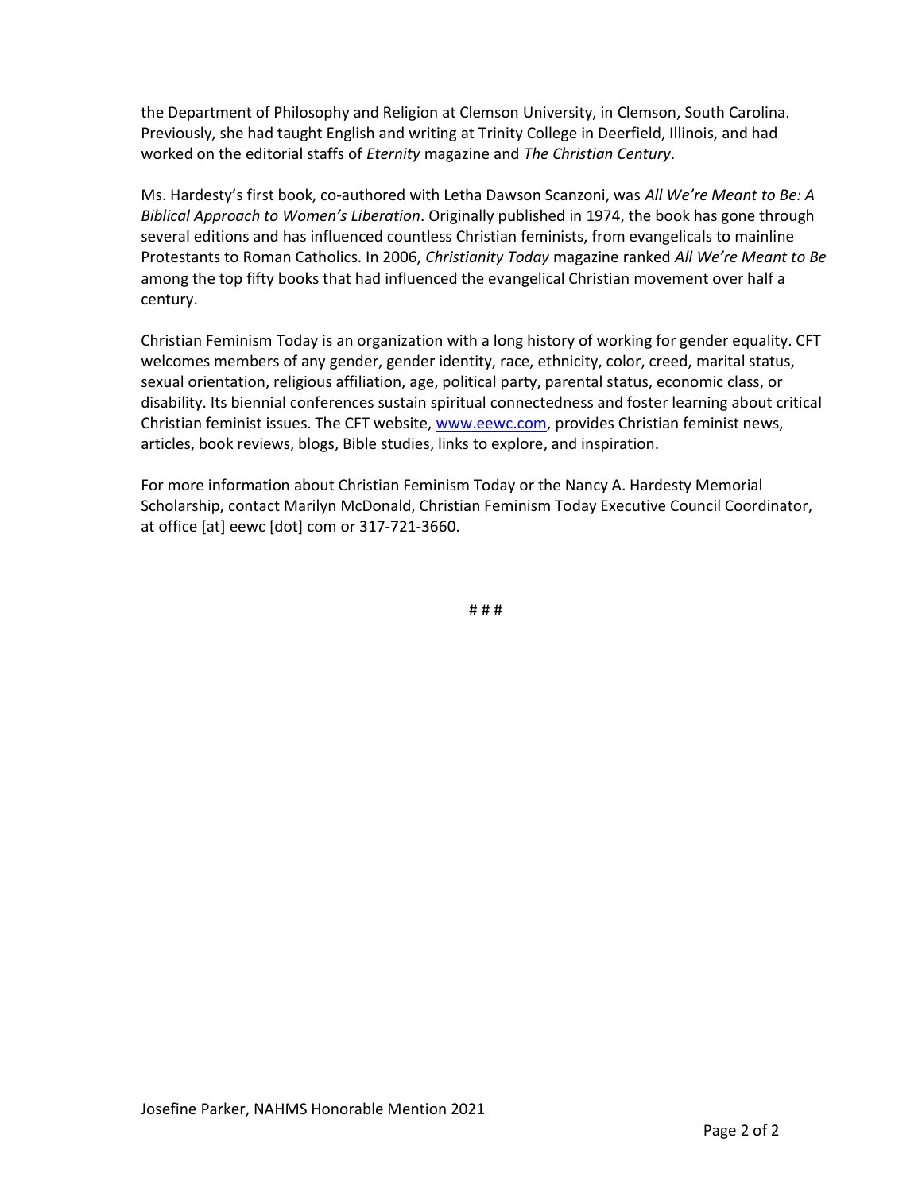the Department of Philosophy and Religion at Clemson University, in Clemson, South Carolina. Previously, she had taught English and writing at Trinity College in Deerfield, Illinois, and had worked on the editorial staffs of *Eternity* magazine and *The Christian Century*.

Ms. Hardesty's first book, co-authored with Letha Dawson Scanzoni, was *All We're Meant to Be: A Biblical Approach to Women's Liberation*. Originally published in 1974, the book has gone through several editions and has influenced countless Christian feminists, from evangelicals to mainline Protestants to Roman Catholics. In 2006, *Christianity Today* magazine ranked *All We're Meant to Be* among the top fifty books that had influenced the evangelical Christian movement over half a century.

Christian Feminism Today is an organization with a long history of working for gender equality. CFT welcomes members of any gender, gender identity, race, ethnicity, color, creed, marital status, sexual orientation, religious affiliation, age, political party, parental status, economic class, or disability. Its biennial conferences sustain spiritual connectedness and foster learning about critical Christian feminist issues. The CFT website, [www.eewc.com](http://www.eewc.com), provides Christian feminist news, articles, book reviews, blogs, Bible studies, links to explore, and inspiration.

For more information about Christian Feminism Today or the Nancy A. Hardesty Memorial Scholarship, contact Marilyn McDonald, Christian Feminism Today Executive Council Coordinator, at office [at] eewc [dot] com or 317-721-3660.

# # #